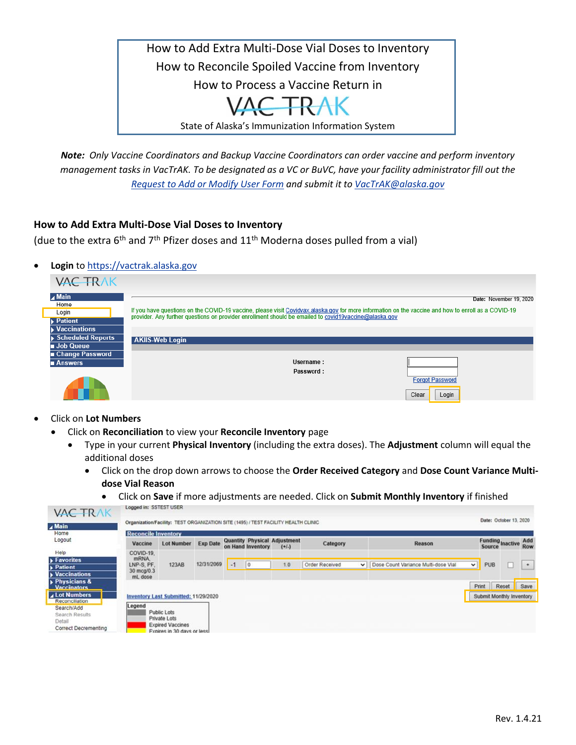# How to Add Extra Multi-Dose Vial Doses to Inventory
# How to Reconcile Spoiled Vaccine from Inventory
# How to Process a Vaccine Return in VAC TRAK

State of Alaska's Immunization Information System

***Note:** Only Vaccine Coordinators and Backup Vaccine Coordinators can order vaccine and perform inventory management tasks in VacTrAK. To be designated as a VC or BuVC, have your facility administrator fill out the [Request to Add or Modify User Form](#) and submit it to [VacTrAK@alaska.gov](mailto:VacTrAK@alaska.gov)*

## How to Add Extra Multi-Dose Vial Doses to Inventory

(due to the extra 6th and 7th Pfizer doses and 11th Moderna doses pulled from a vial)

- **Login** to [https://vactrak.alaska.gov](https://vactrak.alaska.gov)
- Click on **Lot Numbers**
  - Click on **Reconciliation** to view your **Reconcile Inventory** page
    - Type in your current **Physical Inventory** (including the extra doses). The **Adjustment** column will equal the additional doses
      - Click on the drop down arrows to choose the **Order Received Category** and **Dose Count Variance Multi-dose Vial Reason**
        - Click on **Save** if more adjustments are needed. Click on **Submit Monthly Inventory** if finished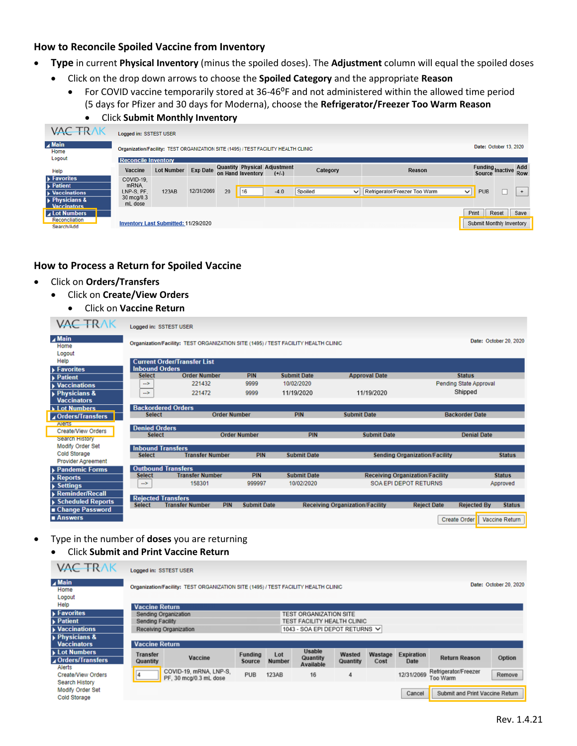### How to Reconcile Spoiled Vaccine from Inventory

- **Type** in current **Physical Inventory** (minus the spoiled doses). The **Adjustment** column will equal the spoiled doses
  - Click on the drop down arrows to choose the **Spoiled Category** and the appropriate **Reason**
    - For COVID vaccine temporarily stored at 36-46$^{o}$F and not administered within the allowed time period (5 days for Pfizer and 30 days for Moderna), choose the **Refrigerator/Freezer Too Warm Reason**
      - Click **Submit Monthly Inventory**

VAC TRAK

Logged in: SSTEST USER

Organization/Facility: TEST ORGANIZATION SITE (1495) / TEST FACILITY HEALTH CLINIC

Date: October 13, 2020

Reconcile Inventory

| Vaccine | Lot Number | Exp Date | Quantity on Hand | Physical Inventory | Adjustment (+/-) | Category | Reason | Funding Source | Inactive | Add Row |
|---|---|---|---|---|---|---|---|---|---|---|
| COVID-19, mRNA, LNP-S, PF, 30 mcg/0.3 mL dose | 123AB | 12/31/2069 | 20 | 16 | -4.0 | Spoiled | Refrigerator/Freezer Too Warm | PUB | ☐ | + |

Print | Reset | Save

Inventory Last Submitted: 11/29/2020

Submit Monthly Inventory

### How to Process a Return for Spoiled Vaccine

- Click on **Orders/Transfers**
  - Click on **Create/View Orders**
    - Click on **Vaccine Return**

VAC TRAK

Logged in: SSTEST USER

Organization/Facility: TEST ORGANIZATION SITE (1495) / TEST FACILITY HEALTH CLINIC

Date: October 20, 2020

Current Order/Transfer List

Inbound Orders

| Select | Order Number | PIN | Submit Date | Approval Date | Status |
|---|---|---|---|---|---|
| --> | 221432 | 9999 | 10/02/2020 | | Pending State Approval |
| --> | 221472 | 9999 | 11/19/2020 | 11/19/2020 | Shipped |

Backordered Orders

| Select | Order Number | PIN | Submit Date | Backorder Date |
|---|---|---|---|---|

Denied Orders

| Select | Order Number | PIN | Submit Date | Denial Date |
|---|---|---|---|---|

Inbound Transfers

| Select | Transfer Number | PIN | Submit Date | Sending Organization/Facility | Status |
|---|---|---|---|---|---|

Outbound Transfers

| Select | Transfer Number | PIN | Submit Date | Receiving Organization/Facility | Status |
|---|---|---|---|---|---|
| --> | 158301 | 999997 | 10/02/2020 | SOA EPI DEPOT RETURNS | Approved |

Rejected Transfers

| Select | Transfer Number | PIN | Submit Date | Receiving Organization/Facility | Reject Date | Rejected By | Status |
|---|---|---|---|---|---|---|---|

Create Order | Vaccine Return

- Type in the number of **doses** you are returning
  - Click **Submit and Print Vaccine Return**

VAC TRAK

Logged in: SSTEST USER

Organization/Facility: TEST ORGANIZATION SITE (1495) / TEST FACILITY HEALTH CLINIC

Date: October 20, 2020

Vaccine Return

| | |
|---|---|
| Sending Organization | TEST ORGANIZATION SITE |
| Sending Facility | TEST FACILITY HEALTH CLINIC |
| Receiving Organization | 1043 - SOA EPI DEPOT RETURNS |

Vaccine Return

| Transfer Quantity | Vaccine | Funding Source | Lot Number | Usable Quantity Available | Wasted Quantity | Wastage Cost | Expiration Date | Return Reason | Option |
|---|---|---|---|---|---|---|---|---|---|
| 4 | COVID-19, mRNA, LNP-S, PF, 30 mcg/0.3 mL dose | PUB | 123AB | 16 | 4 | | 12/31/2069 | Refrigerator/Freezer Too Warm | Remove |

Cancel | Submit and Print Vaccine Return

Rev. 1.4.21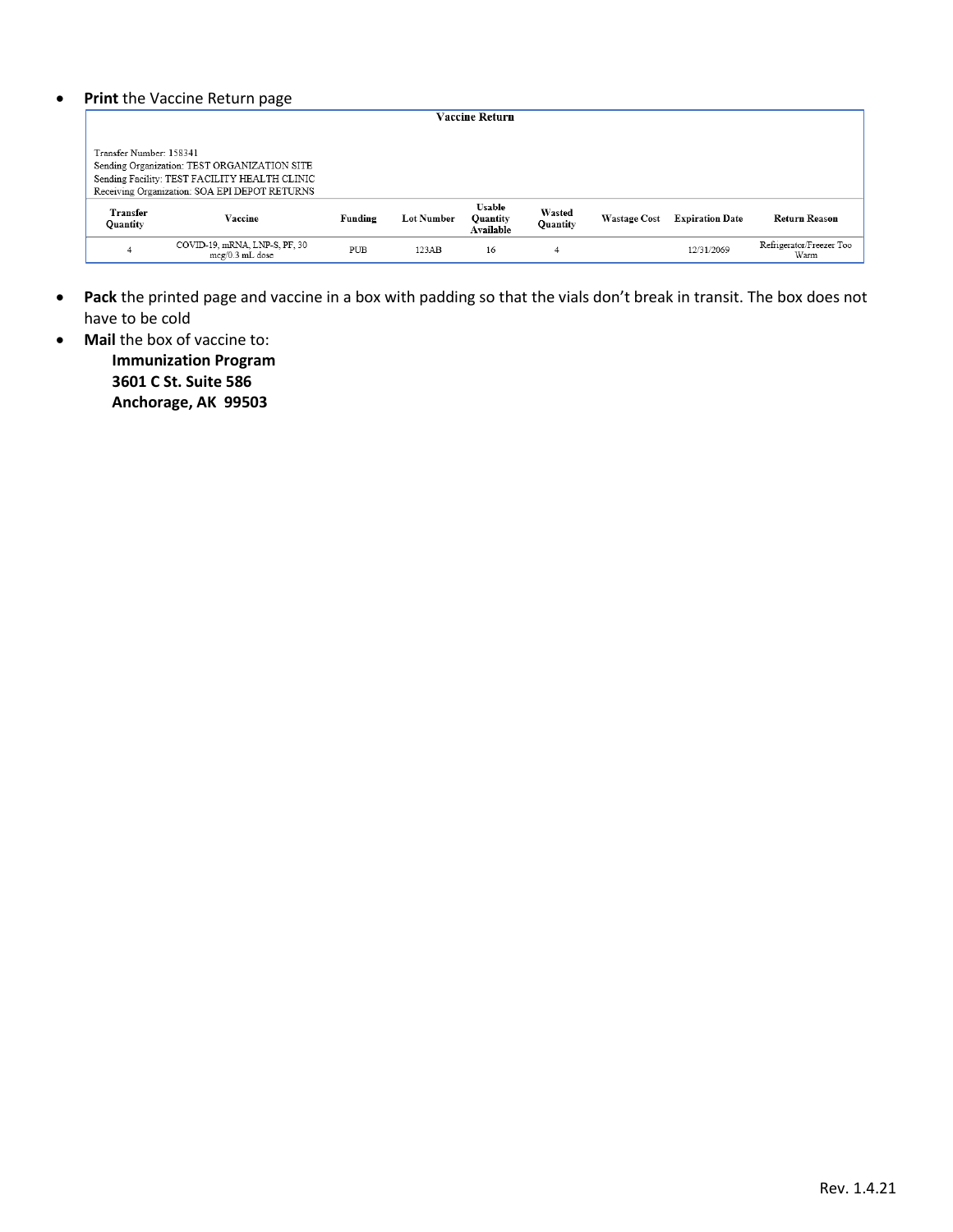- **Print** the Vaccine Return page

**Vaccine Return**

Transfer Number: 158341
Sending Organization: TEST ORGANIZATION SITE
Sending Facility: TEST FACILITY HEALTH CLINIC
Receiving Organization: SOA EPI DEPOT RETURNS

| Transfer Quantity | Vaccine | Funding | Lot Number | Usable Quantity Available | Wasted Quantity | Wastage Cost | Expiration Date | Return Reason |
|---|---|---|---|---|---|---|---|---|
| 4 | COVID-19, mRNA, LNP-S, PF, 30 mcg/0.3 mL dose | PUB | 123AB | 16 | 4 | | 12/31/2069 | Refrigerator/Freezer Too Warm |

- **Pack** the printed page and vaccine in a box with padding so that the vials don't break in transit. The box does not have to be cold
- **Mail** the box of vaccine to:
  **Immunization Program**
  **3601 C St. Suite 586**
  **Anchorage, AK 99503**

Rev. 1.4.21